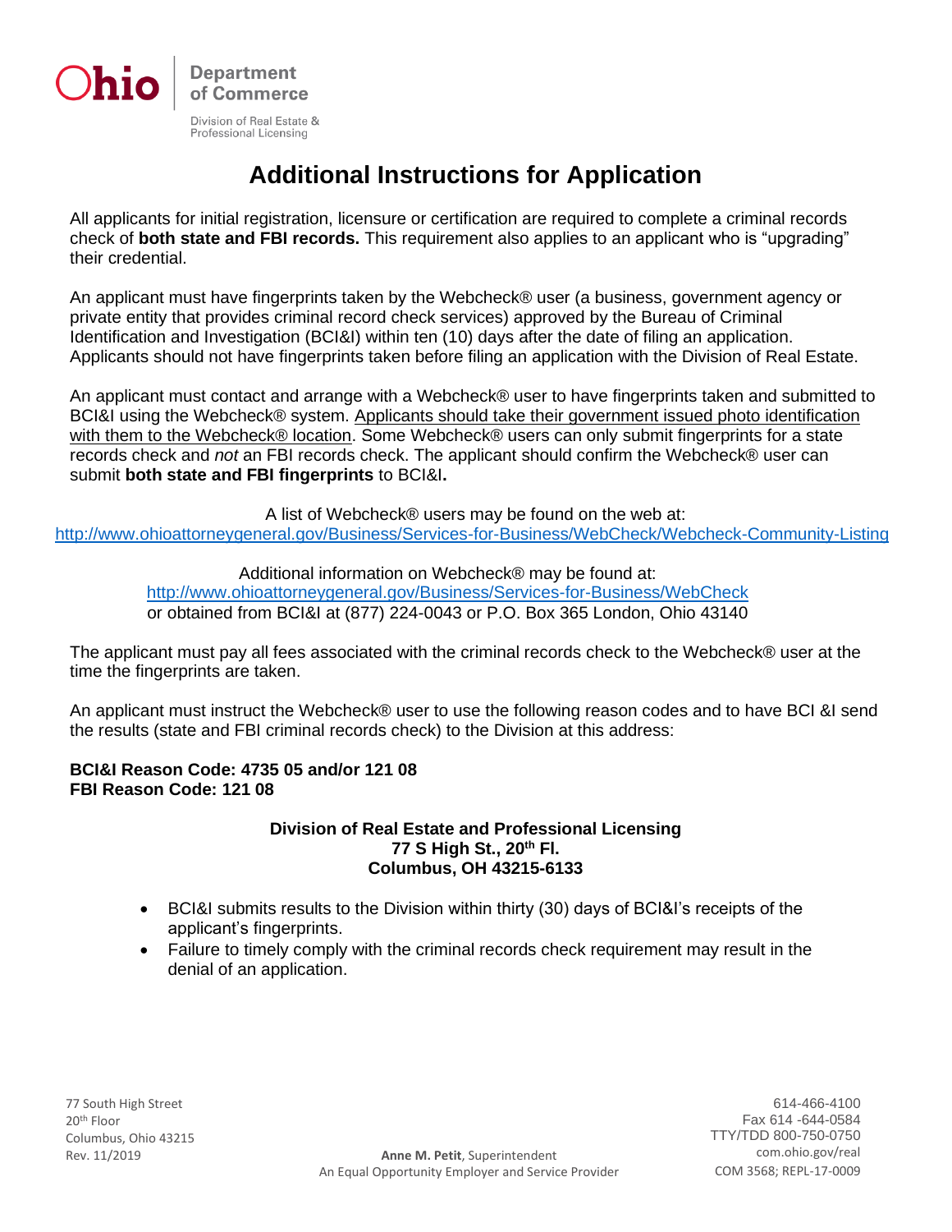Ohio | Department of Commerce

Division of Real Estate & Professional Licensing

# Additional Instructions for Application

All applicants for initial registration, licensure or certification are required to complete a criminal records check of **both state and FBI records.** This requirement also applies to an applicant who is "upgrading" their credential.

An applicant must have fingerprints taken by the Webcheck® user (a business, government agency or private entity that provides criminal record check services) approved by the Bureau of Criminal Identification and Investigation (BCI&I) within ten (10) days after the date of filing an application. Applicants should not have fingerprints taken before filing an application with the Division of Real Estate.

An applicant must contact and arrange with a Webcheck® user to have fingerprints taken and submitted to BCI&I using the Webcheck® system. Applicants should take their government issued photo identification with them to the Webcheck® location. Some Webcheck® users can only submit fingerprints for a state records check and *not* an FBI records check. The applicant should confirm the Webcheck® user can submit **both state and FBI fingerprints** to BCI&I**.**

A list of Webcheck® users may be found on the web at:
http://www.ohioattorneygeneral.gov/Business/Services-for-Business/WebCheck/Webcheck-Community-Listing

Additional information on Webcheck® may be found at:
http://www.ohioattorneygeneral.gov/Business/Services-for-Business/WebCheck
or obtained from BCI&I at (877) 224-0043 or P.O. Box 365 London, Ohio 43140

The applicant must pay all fees associated with the criminal records check to the Webcheck® user at the time the fingerprints are taken.

An applicant must instruct the Webcheck® user to use the following reason codes and to have BCI &I send the results (state and FBI criminal records check) to the Division at this address:

**BCI&I Reason Code: 4735 05 and/or 121 08**
**FBI Reason Code: 121 08**

**Division of Real Estate and Professional Licensing**
**77 S High St., 20th Fl.**
**Columbus, OH 43215-6133**

- BCI&I submits results to the Division within thirty (30) days of BCI&I's receipts of the applicant's fingerprints.
- Failure to timely comply with the criminal records check requirement may result in the denial of an application.

77 South High Street
20th Floor
Columbus, Ohio 43215
Rev. 11/2019

**Anne M. Petit**, Superintendent
An Equal Opportunity Employer and Service Provider

614-466-4100
Fax 614 -644-0584
TTY/TDD 800-750-0750
com.ohio.gov/real
COM 3568; REPL-17-0009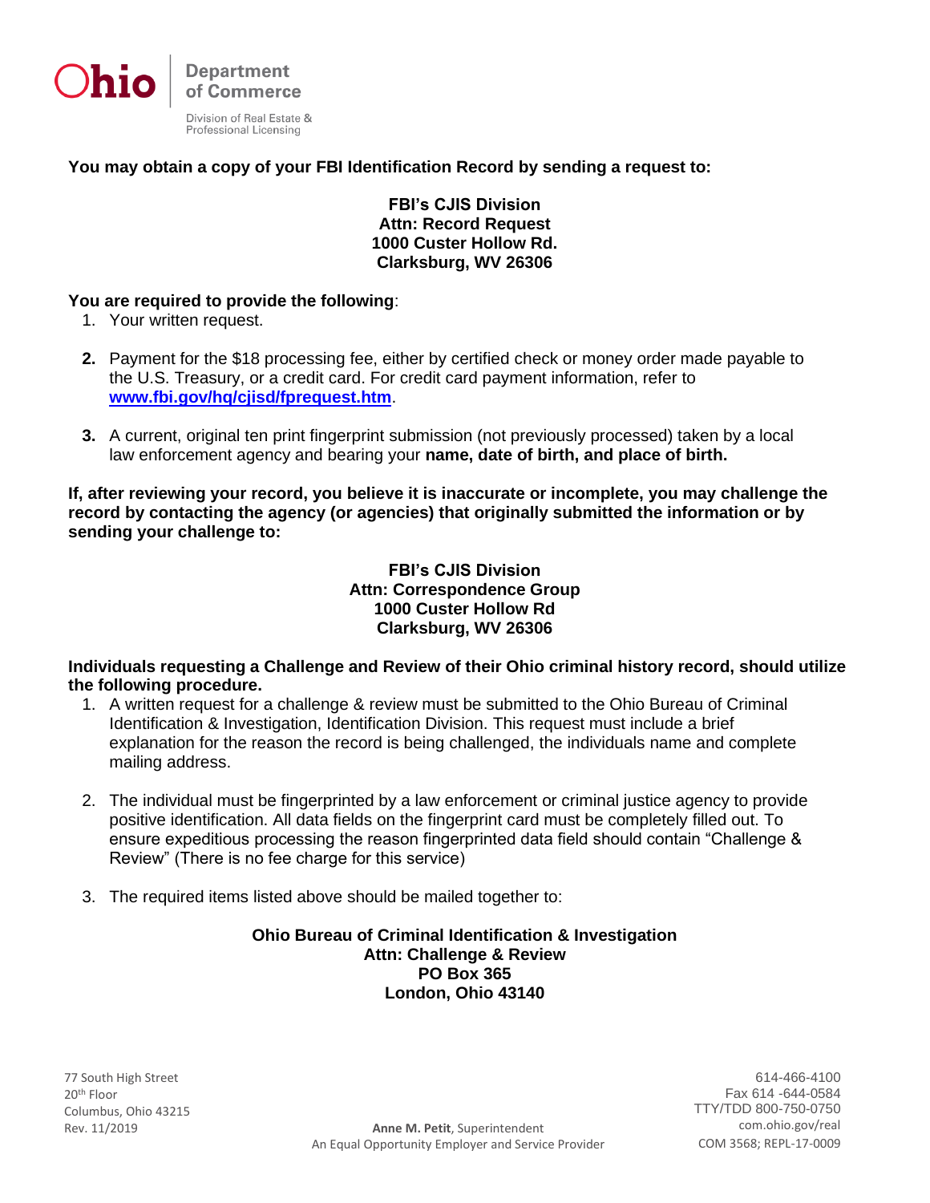**You may obtain a copy of your FBI Identification Record by sending a request to:**

**FBI's CJIS Division**
**Attn: Record Request**
**1000 Custer Hollow Rd.**
**Clarksburg, WV 26306**

**You are required to provide the following**:

1. Your written request.
2. Payment for the $18 processing fee, either by certified check or money order made payable to the U.S. Treasury, or a credit card. For credit card payment information, refer to **www.fbi.gov/hq/cjisd/fprequest.htm**.
3. A current, original ten print fingerprint submission (not previously processed) taken by a local law enforcement agency and bearing your **name, date of birth, and place of birth.**

**If, after reviewing your record, you believe it is inaccurate or incomplete, you may challenge the record by contacting the agency (or agencies) that originally submitted the information or by sending your challenge to:**

**FBI's CJIS Division**
**Attn: Correspondence Group**
**1000 Custer Hollow Rd**
**Clarksburg, WV 26306**

**Individuals requesting a Challenge and Review of their Ohio criminal history record, should utilize the following procedure.**

1. A written request for a challenge & review must be submitted to the Ohio Bureau of Criminal Identification & Investigation, Identification Division. This request must include a brief explanation for the reason the record is being challenged, the individuals name and complete mailing address.
2. The individual must be fingerprinted by a law enforcement or criminal justice agency to provide positive identification. All data fields on the fingerprint card must be completely filled out. To ensure expeditious processing the reason fingerprinted data field should contain "Challenge & Review" (There is no fee charge for this service)
3. The required items listed above should be mailed together to:

**Ohio Bureau of Criminal Identification & Investigation**
**Attn: Challenge & Review**
**PO Box 365**
**London, Ohio 43140**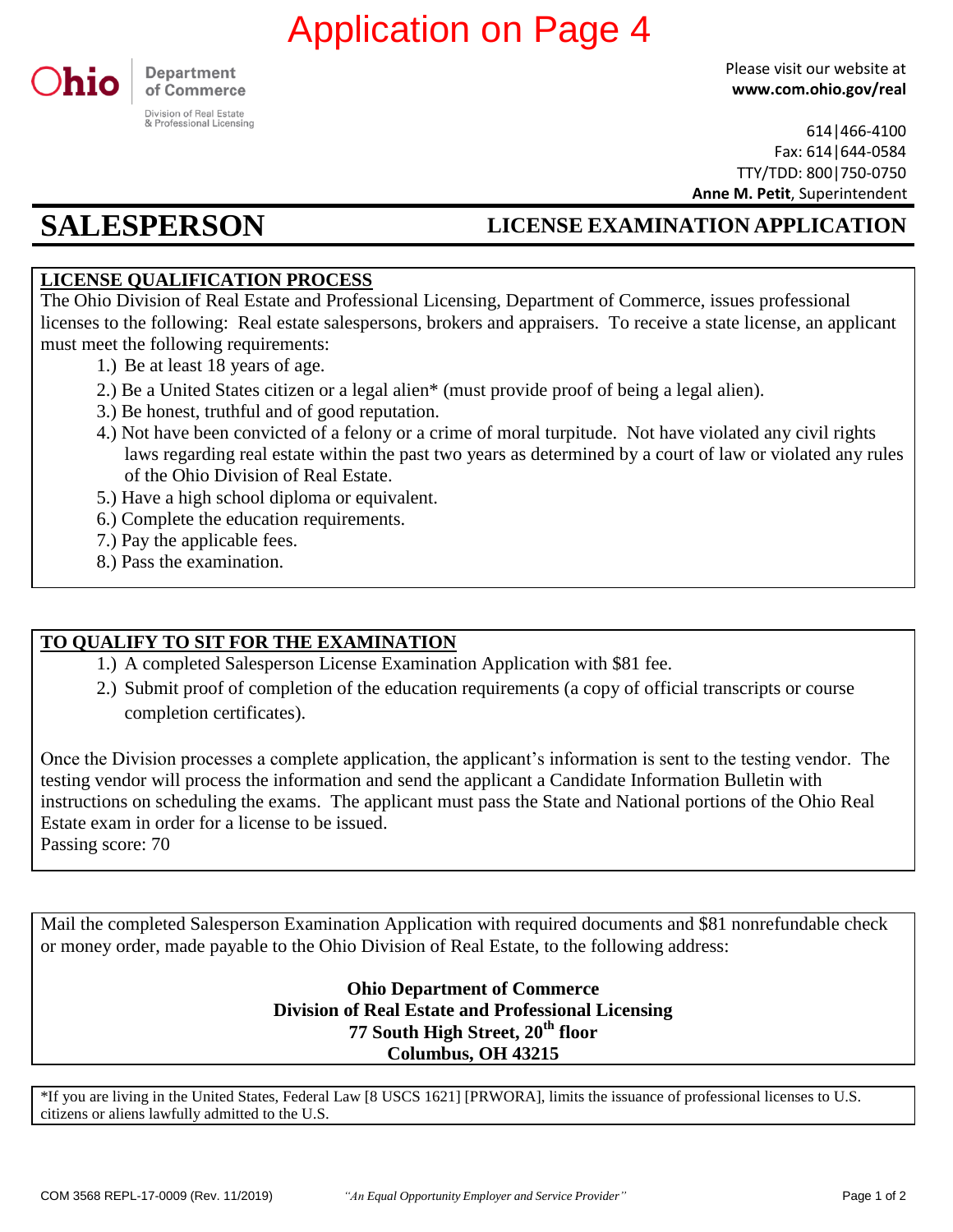Application on Page 4

Ohio | Department of Commerce

Division of Real Estate & Professional Licensing

Please visit our website at **www.com.ohio.gov/real**

614|466-4100
Fax: 614|644-0584
TTY/TDD: 800|750-0750
**Anne M. Petit**, Superintendent

# SALESPERSON — LICENSE EXAMINATION APPLICATION

## LICENSE QUALIFICATION PROCESS

The Ohio Division of Real Estate and Professional Licensing, Department of Commerce, issues professional licenses to the following: Real estate salespersons, brokers and appraisers. To receive a state license, an applicant must meet the following requirements:

1.) Be at least 18 years of age.
2.) Be a United States citizen or a legal alien* (must provide proof of being a legal alien).
3.) Be honest, truthful and of good reputation.
4.) Not have been convicted of a felony or a crime of moral turpitude. Not have violated any civil rights laws regarding real estate within the past two years as determined by a court of law or violated any rules of the Ohio Division of Real Estate.
5.) Have a high school diploma or equivalent.
6.) Complete the education requirements.
7.) Pay the applicable fees.
8.) Pass the examination.

## TO QUALIFY TO SIT FOR THE EXAMINATION

1.) A completed Salesperson License Examination Application with $81 fee.
2.) Submit proof of completion of the education requirements (a copy of official transcripts or course completion certificates).

Once the Division processes a complete application, the applicant's information is sent to the testing vendor. The testing vendor will process the information and send the applicant a Candidate Information Bulletin with instructions on scheduling the exams. The applicant must pass the State and National portions of the Ohio Real Estate exam in order for a license to be issued.
Passing score: 70

Mail the completed Salesperson Examination Application with required documents and $81 nonrefundable check or money order, made payable to the Ohio Division of Real Estate, to the following address:

**Ohio Department of Commerce**
**Division of Real Estate and Professional Licensing**
**77 South High Street, 20th floor**
**Columbus, OH 43215**

*If you are living in the United States, Federal Law [8 USCS 1621] [PRWORA], limits the issuance of professional licenses to U.S. citizens or aliens lawfully admitted to the U.S.

COM 3568 REPL-17-0009 (Rev. 11/2019) *"An Equal Opportunity Employer and Service Provider"*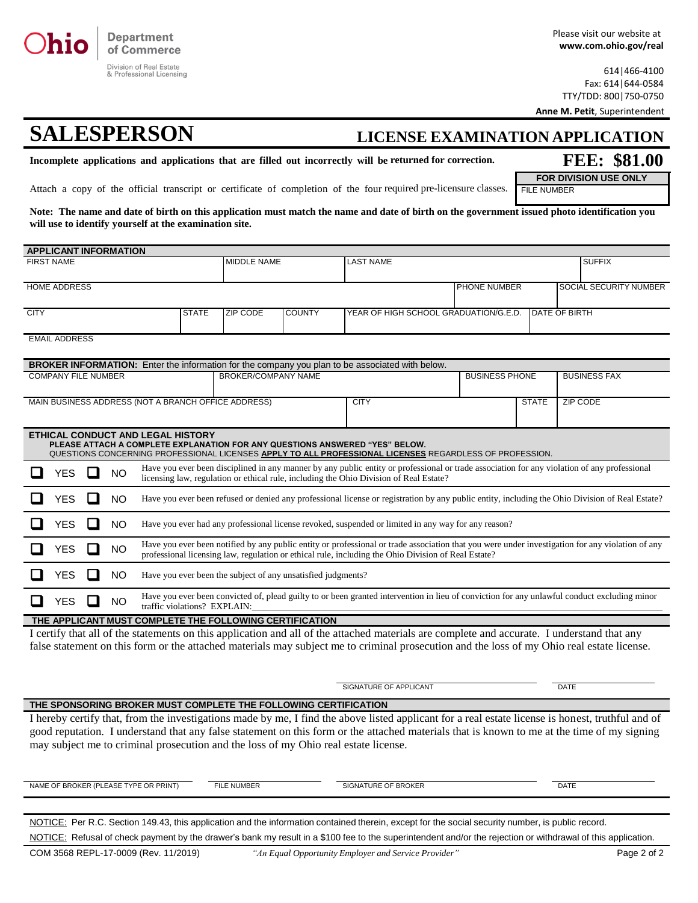Ohio Department of Commerce

Division of Real Estate & Professional Licensing

Please visit our website at **www.com.ohio.gov/real**

614|466-4100
Fax: 614|644-0584
TTY/TDD: 800|750-0750

**Anne M. Petit**, Superintendent

# SALESPERSON LICENSE EXAMINATION APPLICATION

**Incomplete applications and applications that are filled out incorrectly will be returned for correction.**

**FEE: $81.00**

| FOR DIVISION USE ONLY |
|---|
| FILE NUMBER |

Attach a copy of the official transcript or certificate of completion of the four required pre-licensure classes.

**Note: The name and date of birth on this application must match the name and date of birth on the government issued photo identification you will use to identify yourself at the examination site.**

## APPLICANT INFORMATION

| FIRST NAME | MIDDLE NAME | LAST NAME | SUFFIX |
|---|---|---|---|
| | | | |

| HOME ADDRESS | PHONE NUMBER | SOCIAL SECURITY NUMBER |
|---|---|---|
| | | |

| CITY | STATE | ZIP CODE | COUNTY | YEAR OF HIGH SCHOOL GRADUATION/G.E.D. | DATE OF BIRTH |
|---|---|---|---|---|---|
| | | | | | |

EMAIL ADDRESS

## BROKER INFORMATION: Enter the information for the company you plan to be associated with below.

| COMPANY FILE NUMBER | BROKER/COMPANY NAME | BUSINESS PHONE | BUSINESS FAX |
|---|---|---|---|
| | | | |

| MAIN BUSINESS ADDRESS (NOT A BRANCH OFFICE ADDRESS) | CITY | STATE | ZIP CODE |
|---|---|---|---|
| | | | |

## ETHICAL CONDUCT AND LEGAL HISTORY

**PLEASE ATTACH A COMPLETE EXPLANATION FOR ANY QUESTIONS ANSWERED "YES" BELOW.**
QUESTIONS CONCERNING PROFESSIONAL LICENSES **APPLY TO ALL PROFESSIONAL LICENSES** REGARDLESS OF PROFESSION.

- ☐ YES ☐ NO Have you ever been disciplined in any manner by any public entity or professional or trade association for any violation of any professional licensing law, regulation or ethical rule, including the Ohio Division of Real Estate?
- ☐ YES ☐ NO Have you ever been refused or denied any professional license or registration by any public entity, including the Ohio Division of Real Estate?
- ☐ YES ☐ NO Have you ever had any professional license revoked, suspended or limited in any way for any reason?
- ☐ YES ☐ NO Have you ever been notified by any public entity or professional or trade association that you were under investigation for any violation of any professional licensing law, regulation or ethical rule, including the Ohio Division of Real Estate?
- ☐ YES ☐ NO Have you ever been the subject of any unsatisfied judgments?
- ☐ YES ☐ NO Have you ever been convicted of, plead guilty to or been granted intervention in lieu of conviction for any unlawful conduct excluding minor traffic violations? EXPLAIN: ______________________________

## THE APPLICANT MUST COMPLETE THE FOLLOWING CERTIFICATION

I certify that all of the statements on this application and all of the attached materials are complete and accurate. I understand that any false statement on this form or the attached materials may subject me to criminal prosecution and the loss of my Ohio real estate license.

______________________________ SIGNATURE OF APPLICANT ______________ DATE

## THE SPONSORING BROKER MUST COMPLETE THE FOLLOWING CERTIFICATION

I hereby certify that, from the investigations made by me, I find the above listed applicant for a real estate license is honest, truthful and of good reputation. I understand that any false statement on this form or the attached materials that is known to me at the time of my signing may subject me to criminal prosecution and the loss of my Ohio real estate license.

______________________________ NAME OF BROKER (PLEASE TYPE OR PRINT) ______________ FILE NUMBER ______________________________ SIGNATURE OF BROKER ______________ DATE

NOTICE: Per R.C. Section 149.43, this application and the information contained therein, except for the social security number, is public record.

NOTICE: Refusal of check payment by the drawer's bank my result in a $100 fee to the superintendent and/or the rejection or withdrawal of this application.

COM 3568 REPL-17-0009 (Rev. 11/2019) *"An Equal Opportunity Employer and Service Provider"*